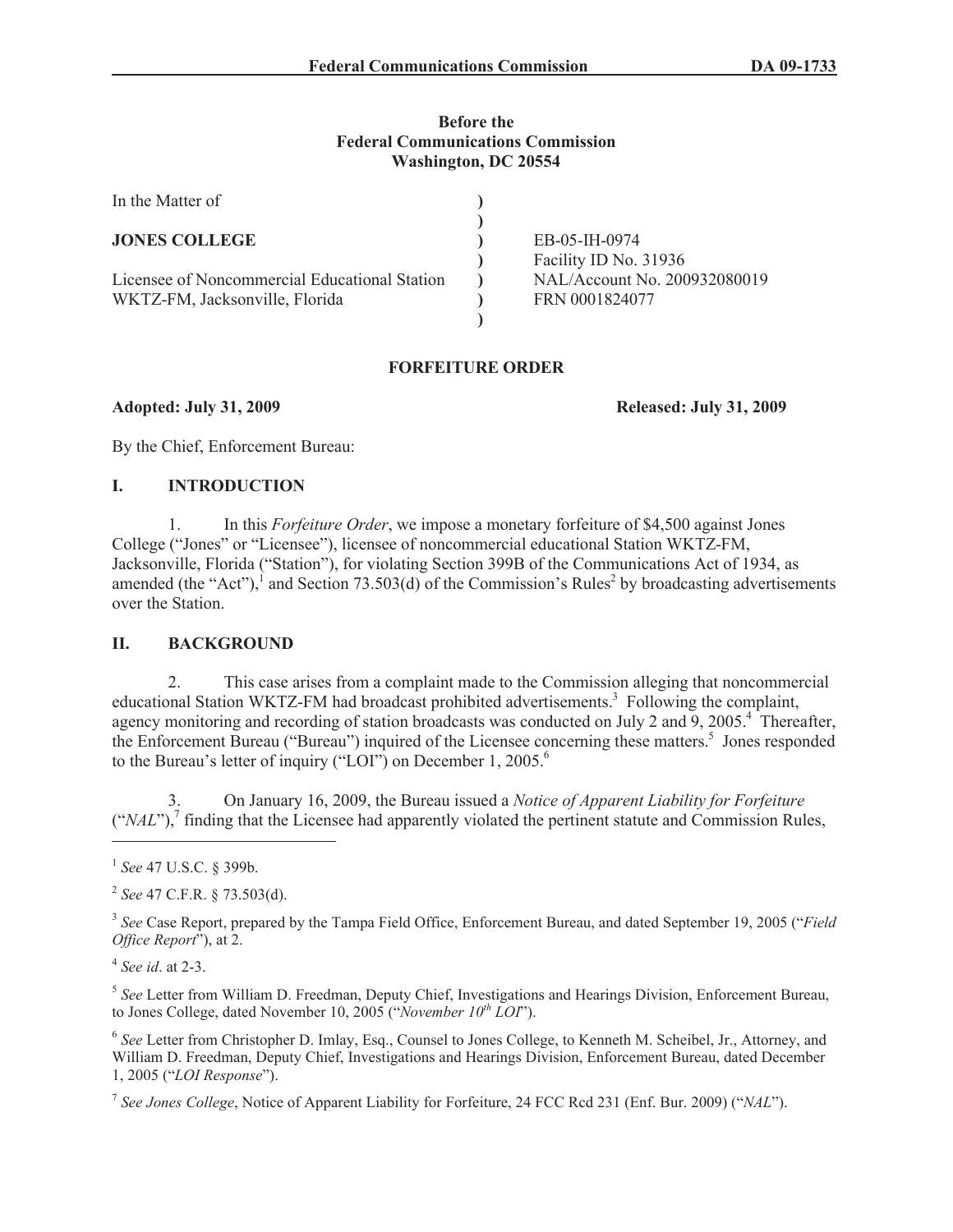**Before the**
**Federal Communications Commission**
**Washington, DC 20554**

| In the Matter of | |
|---|---|
| **JONES COLLEGE** | EB-05-IH-0974 |
| | Facility ID No. 31936 |
| Licensee of Noncommercial Educational Station | NAL/Account No. 200932080019 |
| WKTZ-FM, Jacksonville, Florida | FRN 0001824077 |

**FORFEITURE ORDER**

**Adopted: July 31, 2009** **Released: July 31, 2009**

By the Chief, Enforcement Bureau:

## I. INTRODUCTION

1. In this *Forfeiture Order*, we impose a monetary forfeiture of $4,500 against Jones College ("Jones" or "Licensee"), licensee of noncommercial educational Station WKTZ-FM, Jacksonville, Florida ("Station"), for violating Section 399B of the Communications Act of 1934, as amended (the "Act"),[1] and Section 73.503(d) of the Commission's Rules[2] by broadcasting advertisements over the Station.

## II. BACKGROUND

2. This case arises from a complaint made to the Commission alleging that noncommercial educational Station WKTZ-FM had broadcast prohibited advertisements.[3] Following the complaint, agency monitoring and recording of station broadcasts was conducted on July 2 and 9, 2005.[4] Thereafter, the Enforcement Bureau ("Bureau") inquired of the Licensee concerning these matters.[5] Jones responded to the Bureau's letter of inquiry ("LOI") on December 1, 2005.[6]

3. On January 16, 2009, the Bureau issued a *Notice of Apparent Liability for Forfeiture* ("*NAL*"),[7] finding that the Licensee had apparently violated the pertinent statute and Commission Rules,

---

[1] *See* 47 U.S.C. § 399b.

[2] *See* 47 C.F.R. § 73.503(d).

[3] *See* Case Report, prepared by the Tampa Field Office, Enforcement Bureau, and dated September 19, 2005 ("*Field Office Report*"), at 2.

[4] *See id*. at 2-3.

[5] *See* Letter from William D. Freedman, Deputy Chief, Investigations and Hearings Division, Enforcement Bureau, to Jones College, dated November 10, 2005 ("*November 10th LOI*").

[6] *See* Letter from Christopher D. Imlay, Esq., Counsel to Jones College, to Kenneth M. Scheibel, Jr., Attorney, and William D. Freedman, Deputy Chief, Investigations and Hearings Division, Enforcement Bureau, dated December 1, 2005 ("*LOI Response*").

[7] *See Jones College*, Notice of Apparent Liability for Forfeiture, 24 FCC Rcd 231 (Enf. Bur. 2009) ("*NAL*").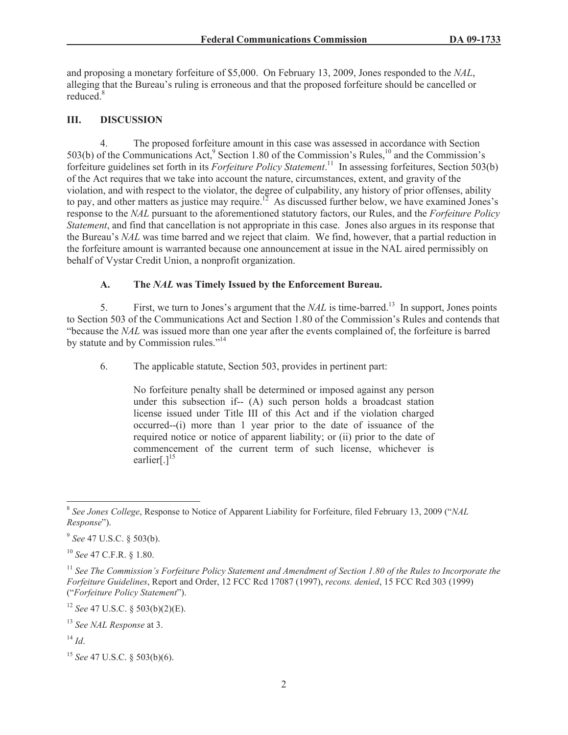and proposing a monetary forfeiture of $5,000. On February 13, 2009, Jones responded to the *NAL*, alleging that the Bureau's ruling is erroneous and that the proposed forfeiture should be cancelled or reduced.[8]

## III. DISCUSSION

4. The proposed forfeiture amount in this case was assessed in accordance with Section 503(b) of the Communications Act,[9] Section 1.80 of the Commission's Rules,[10] and the Commission's forfeiture guidelines set forth in its *Forfeiture Policy Statement*.[11] In assessing forfeitures, Section 503(b) of the Act requires that we take into account the nature, circumstances, extent, and gravity of the violation, and with respect to the violator, the degree of culpability, any history of prior offenses, ability to pay, and other matters as justice may require.[12] As discussed further below, we have examined Jones's response to the *NAL* pursuant to the aforementioned statutory factors, our Rules, and the *Forfeiture Policy Statement*, and find that cancellation is not appropriate in this case. Jones also argues in its response that the Bureau's *NAL* was time barred and we reject that claim. We find, however, that a partial reduction in the forfeiture amount is warranted because one announcement at issue in the NAL aired permissibly on behalf of Vystar Credit Union, a nonprofit organization.

### A. The *NAL* was Timely Issued by the Enforcement Bureau.

5. First, we turn to Jones's argument that the *NAL* is time-barred.[13] In support, Jones points to Section 503 of the Communications Act and Section 1.80 of the Commission's Rules and contends that "because the *NAL* was issued more than one year after the events complained of, the forfeiture is barred by statute and by Commission rules."[14]

6. The applicable statute, Section 503, provides in pertinent part:

> No forfeiture penalty shall be determined or imposed against any person under this subsection if-- (A) such person holds a broadcast station license issued under Title III of this Act and if the violation charged occurred--(i) more than 1 year prior to the date of issuance of the required notice or notice of apparent liability; or (ii) prior to the date of commencement of the current term of such license, whichever is earlier[.][15]

---

[8] *See Jones College*, Response to Notice of Apparent Liability for Forfeiture, filed February 13, 2009 ("*NAL Response*").

[9] *See* 47 U.S.C. § 503(b).

[10] *See* 47 C.F.R. § 1.80.

[11] *See The Commission's Forfeiture Policy Statement and Amendment of Section 1.80 of the Rules to Incorporate the Forfeiture Guidelines*, Report and Order, 12 FCC Rcd 17087 (1997), *recons. denied*, 15 FCC Rcd 303 (1999) ("*Forfeiture Policy Statement*").

[12] *See* 47 U.S.C. § 503(b)(2)(E).

[13] *See NAL Response* at 3.

[14] *Id*.

[15] *See* 47 U.S.C. § 503(b)(6).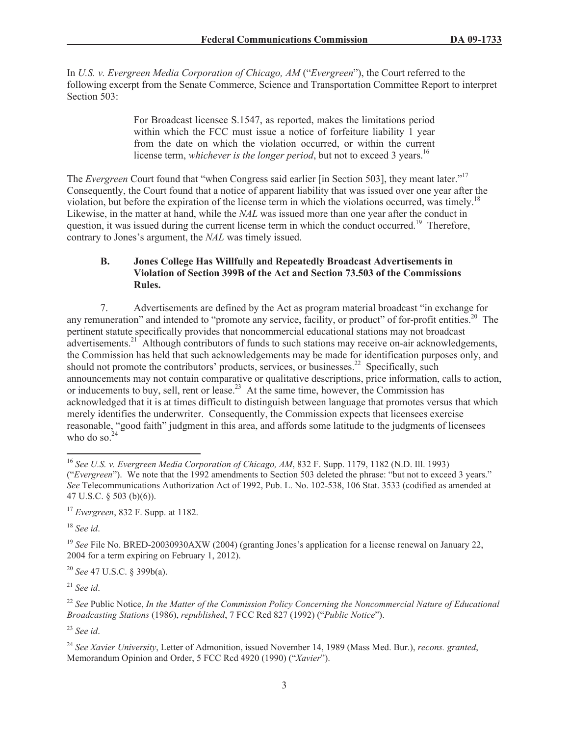In *U.S. v. Evergreen Media Corporation of Chicago, AM* ("*Evergreen*"), the Court referred to the following excerpt from the Senate Commerce, Science and Transportation Committee Report to interpret Section 503:

> For Broadcast licensee S.1547, as reported, makes the limitations period within which the FCC must issue a notice of forfeiture liability 1 year from the date on which the violation occurred, or within the current license term, *whichever is the longer period*, but not to exceed 3 years.[16]

The *Evergreen* Court found that "when Congress said earlier [in Section 503], they meant later."[17] Consequently, the Court found that a notice of apparent liability that was issued over one year after the violation, but before the expiration of the license term in which the violations occurred, was timely.[18] Likewise, in the matter at hand, while the *NAL* was issued more than one year after the conduct in question, it was issued during the current license term in which the conduct occurred.[19] Therefore, contrary to Jones's argument, the *NAL* was timely issued.

### B. Jones College Has Willfully and Repeatedly Broadcast Advertisements in Violation of Section 399B of the Act and Section 73.503 of the Commissions Rules.

7. Advertisements are defined by the Act as program material broadcast "in exchange for any remuneration" and intended to "promote any service, facility, or product" of for-profit entities.[20] The pertinent statute specifically provides that noncommercial educational stations may not broadcast advertisements.[21] Although contributors of funds to such stations may receive on-air acknowledgements, the Commission has held that such acknowledgements may be made for identification purposes only, and should not promote the contributors' products, services, or businesses.[22] Specifically, such announcements may not contain comparative or qualitative descriptions, price information, calls to action, or inducements to buy, sell, rent or lease.[23] At the same time, however, the Commission has acknowledged that it is at times difficult to distinguish between language that promotes versus that which merely identifies the underwriter. Consequently, the Commission expects that licensees exercise reasonable, "good faith" judgment in this area, and affords some latitude to the judgments of licensees who do so.[24]

---

[16] *See U.S. v. Evergreen Media Corporation of Chicago, AM*, 832 F. Supp. 1179, 1182 (N.D. Ill. 1993) ("*Evergreen*"). We note that the 1992 amendments to Section 503 deleted the phrase: "but not to exceed 3 years." *See* Telecommunications Authorization Act of 1992, Pub. L. No. 102-538, 106 Stat. 3533 (codified as amended at 47 U.S.C. § 503 (b)(6)).

[17] *Evergreen*, 832 F. Supp. at 1182.

[18] *See id*.

[19] *See* File No. BRED-20030930AXW (2004) (granting Jones's application for a license renewal on January 22, 2004 for a term expiring on February 1, 2012).

[20] *See* 47 U.S.C. § 399b(a).

[21] *See id*.

[22] *See* Public Notice, *In the Matter of the Commission Policy Concerning the Noncommercial Nature of Educational Broadcasting Stations* (1986), *republished*, 7 FCC Rcd 827 (1992) ("*Public Notice*").

[23] *See id*.

[24] *See Xavier University*, Letter of Admonition, issued November 14, 1989 (Mass Med. Bur.), *recons. granted*, Memorandum Opinion and Order, 5 FCC Rcd 4920 (1990) ("*Xavier*").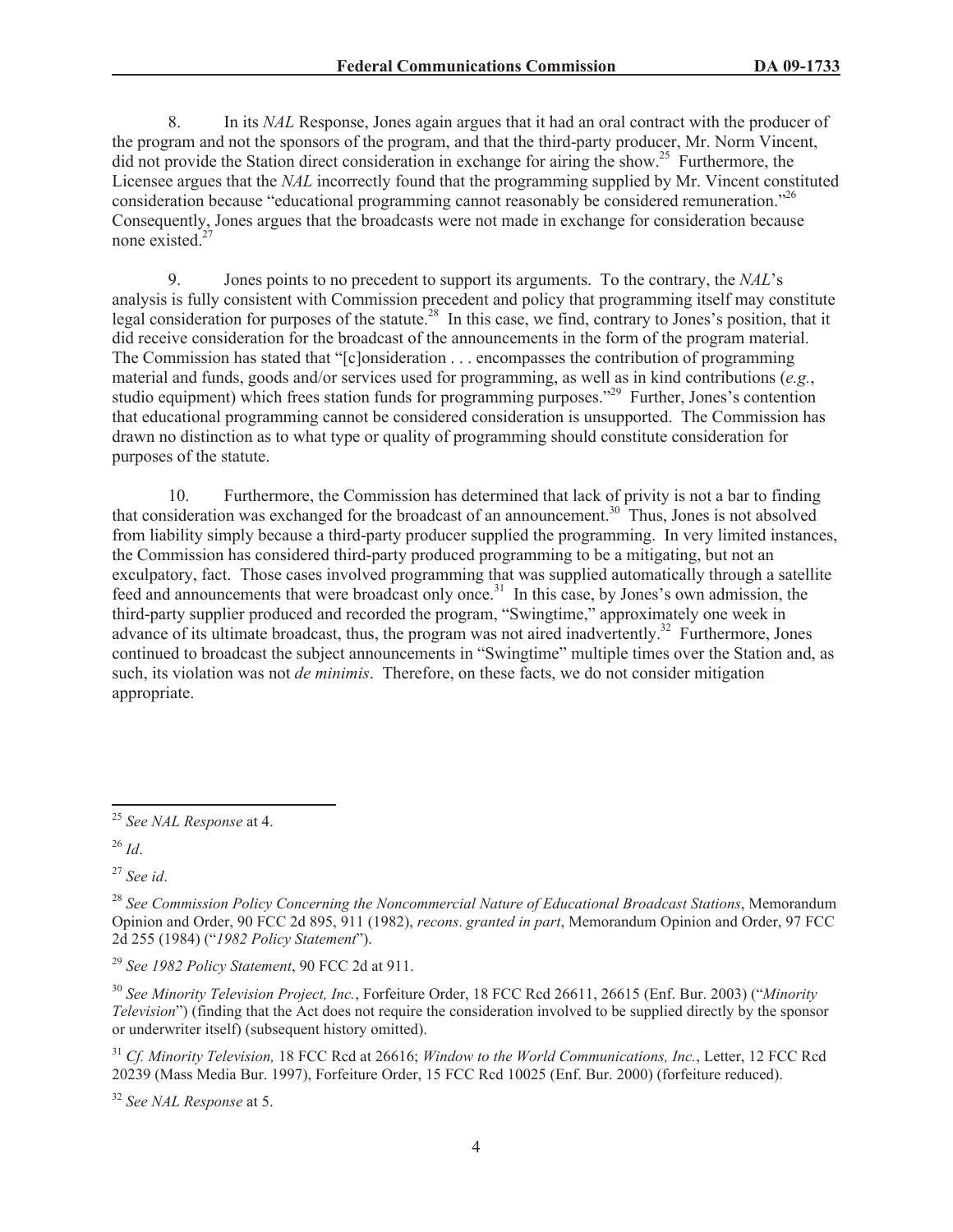8. In its *NAL* Response, Jones again argues that it had an oral contract with the producer of the program and not the sponsors of the program, and that the third-party producer, Mr. Norm Vincent, did not provide the Station direct consideration in exchange for airing the show.[25] Furthermore, the Licensee argues that the *NAL* incorrectly found that the programming supplied by Mr. Vincent constituted consideration because "educational programming cannot reasonably be considered remuneration."[26] Consequently, Jones argues that the broadcasts were not made in exchange for consideration because none existed.[27]

9. Jones points to no precedent to support its arguments. To the contrary, the *NAL*'s analysis is fully consistent with Commission precedent and policy that programming itself may constitute legal consideration for purposes of the statute.[28] In this case, we find, contrary to Jones's position, that it did receive consideration for the broadcast of the announcements in the form of the program material. The Commission has stated that "[c]onsideration . . . encompasses the contribution of programming material and funds, goods and/or services used for programming, as well as in kind contributions (*e.g.*, studio equipment) which frees station funds for programming purposes."[29] Further, Jones's contention that educational programming cannot be considered consideration is unsupported. The Commission has drawn no distinction as to what type or quality of programming should constitute consideration for purposes of the statute.

10. Furthermore, the Commission has determined that lack of privity is not a bar to finding that consideration was exchanged for the broadcast of an announcement.[30] Thus, Jones is not absolved from liability simply because a third-party producer supplied the programming. In very limited instances, the Commission has considered third-party produced programming to be a mitigating, but not an exculpatory, fact. Those cases involved programming that was supplied automatically through a satellite feed and announcements that were broadcast only once.[31] In this case, by Jones's own admission, the third-party supplier produced and recorded the program, "Swingtime," approximately one week in advance of its ultimate broadcast, thus, the program was not aired inadvertently.[32] Furthermore, Jones continued to broadcast the subject announcements in "Swingtime" multiple times over the Station and, as such, its violation was not *de minimis*. Therefore, on these facts, we do not consider mitigation appropriate.

---

[25] *See NAL Response* at 4.

[26] *Id*.

[27] *See id*.

[28] *See Commission Policy Concerning the Noncommercial Nature of Educational Broadcast Stations*, Memorandum Opinion and Order, 90 FCC 2d 895, 911 (1982), *recons*. *granted in part*, Memorandum Opinion and Order, 97 FCC 2d 255 (1984) ("*1982 Policy Statement*").

[29] *See 1982 Policy Statement*, 90 FCC 2d at 911.

[30] *See Minority Television Project, Inc.*, Forfeiture Order, 18 FCC Rcd 26611, 26615 (Enf. Bur. 2003) ("*Minority Television*") (finding that the Act does not require the consideration involved to be supplied directly by the sponsor or underwriter itself) (subsequent history omitted).

[31] *Cf. Minority Television,* 18 FCC Rcd at 26616; *Window to the World Communications, Inc.*, Letter, 12 FCC Rcd 20239 (Mass Media Bur. 1997), Forfeiture Order, 15 FCC Rcd 10025 (Enf. Bur. 2000) (forfeiture reduced).

[32] *See NAL Response* at 5.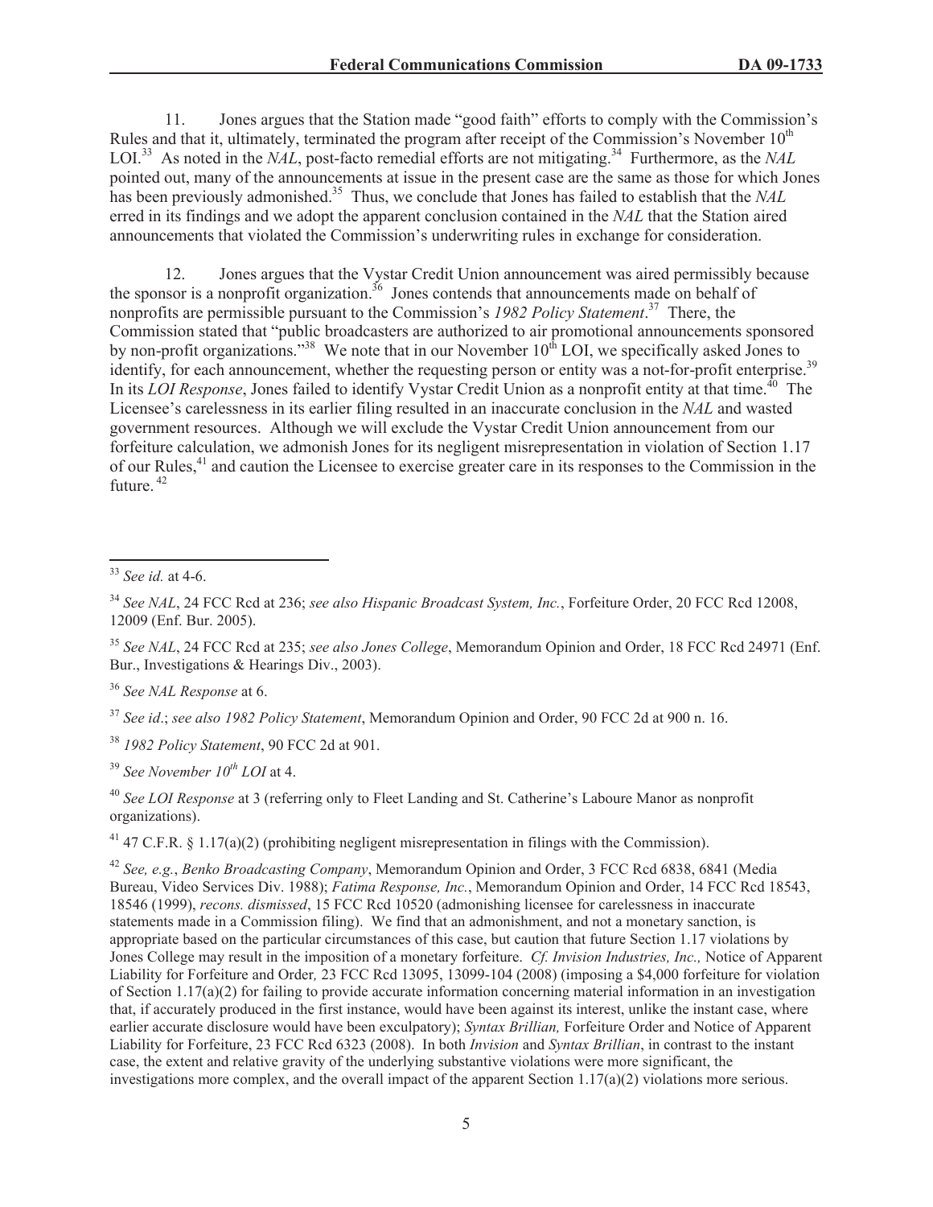11. Jones argues that the Station made "good faith" efforts to comply with the Commission's Rules and that it, ultimately, terminated the program after receipt of the Commission's November 10th LOI.[33] As noted in the *NAL*, post-facto remedial efforts are not mitigating.[34] Furthermore, as the *NAL* pointed out, many of the announcements at issue in the present case are the same as those for which Jones has been previously admonished.[35] Thus, we conclude that Jones has failed to establish that the *NAL* erred in its findings and we adopt the apparent conclusion contained in the *NAL* that the Station aired announcements that violated the Commission's underwriting rules in exchange for consideration.

12. Jones argues that the Vystar Credit Union announcement was aired permissibly because the sponsor is a nonprofit organization.[36] Jones contends that announcements made on behalf of nonprofits are permissible pursuant to the Commission's *1982 Policy Statement*.[37] There, the Commission stated that "public broadcasters are authorized to air promotional announcements sponsored by non-profit organizations."[38] We note that in our November 10th LOI, we specifically asked Jones to identify, for each announcement, whether the requesting person or entity was a not-for-profit enterprise.[39] In its *LOI Response*, Jones failed to identify Vystar Credit Union as a nonprofit entity at that time.[40] The Licensee's carelessness in its earlier filing resulted in an inaccurate conclusion in the *NAL* and wasted government resources. Although we will exclude the Vystar Credit Union announcement from our forfeiture calculation, we admonish Jones for its negligent misrepresentation in violation of Section 1.17 of our Rules,[41] and caution the Licensee to exercise greater care in its responses to the Commission in the future.[42]

---

[33] *See id.* at 4-6.

[34] *See NAL*, 24 FCC Rcd at 236; *see also Hispanic Broadcast System, Inc.*, Forfeiture Order, 20 FCC Rcd 12008, 12009 (Enf. Bur. 2005).

[35] *See NAL*, 24 FCC Rcd at 235; *see also Jones College*, Memorandum Opinion and Order, 18 FCC Rcd 24971 (Enf. Bur., Investigations & Hearings Div., 2003).

[36] *See NAL Response* at 6.

[37] *See id*.; *see also 1982 Policy Statement*, Memorandum Opinion and Order, 90 FCC 2d at 900 n. 16.

[38] *1982 Policy Statement*, 90 FCC 2d at 901.

[39] *See November 10th LOI* at 4.

[40] *See LOI Response* at 3 (referring only to Fleet Landing and St. Catherine's Laboure Manor as nonprofit organizations).

[41] 47 C.F.R. § 1.17(a)(2) (prohibiting negligent misrepresentation in filings with the Commission).

[42] *See, e.g.*, *Benko Broadcasting Company*, Memorandum Opinion and Order, 3 FCC Rcd 6838, 6841 (Media Bureau, Video Services Div. 1988); *Fatima Response, Inc.*, Memorandum Opinion and Order, 14 FCC Rcd 18543, 18546 (1999), *recons. dismissed*, 15 FCC Rcd 10520 (admonishing licensee for carelessness in inaccurate statements made in a Commission filing). We find that an admonishment, and not a monetary sanction, is appropriate based on the particular circumstances of this case, but caution that future Section 1.17 violations by Jones College may result in the imposition of a monetary forfeiture. *Cf. Invision Industries, Inc.,* Notice of Apparent Liability for Forfeiture and Order*,* 23 FCC Rcd 13095, 13099-104 (2008) (imposing a $4,000 forfeiture for violation of Section 1.17(a)(2) for failing to provide accurate information concerning material information in an investigation that, if accurately produced in the first instance, would have been against its interest, unlike the instant case, where earlier accurate disclosure would have been exculpatory); *Syntax Brillian,* Forfeiture Order and Notice of Apparent Liability for Forfeiture, 23 FCC Rcd 6323 (2008). In both *Invision* and *Syntax Brillian*, in contrast to the instant case, the extent and relative gravity of the underlying substantive violations were more significant, the investigations more complex, and the overall impact of the apparent Section 1.17(a)(2) violations more serious.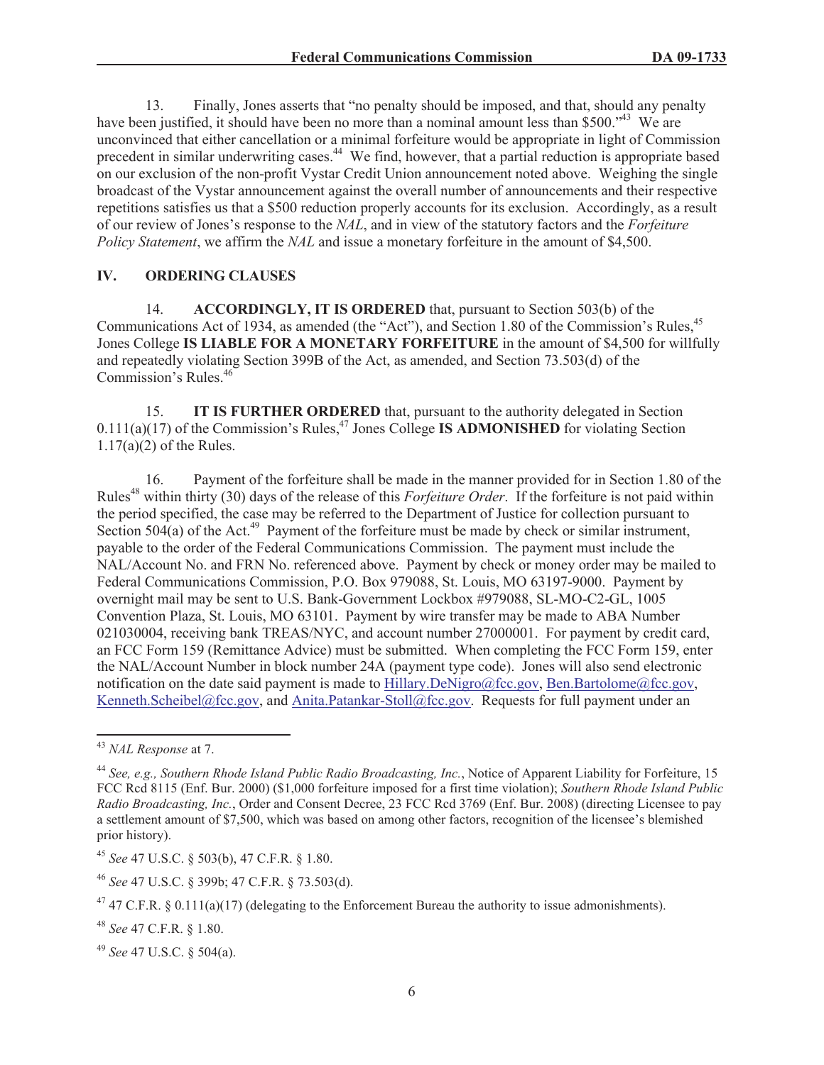13. Finally, Jones asserts that "no penalty should be imposed, and that, should any penalty have been justified, it should have been no more than a nominal amount less than $500."[43] We are unconvinced that either cancellation or a minimal forfeiture would be appropriate in light of Commission precedent in similar underwriting cases.[44] We find, however, that a partial reduction is appropriate based on our exclusion of the non-profit Vystar Credit Union announcement noted above. Weighing the single broadcast of the Vystar announcement against the overall number of announcements and their respective repetitions satisfies us that a $500 reduction properly accounts for its exclusion. Accordingly, as a result of our review of Jones's response to the *NAL*, and in view of the statutory factors and the *Forfeiture Policy Statement*, we affirm the *NAL* and issue a monetary forfeiture in the amount of $4,500.

## IV. ORDERING CLAUSES

14. **ACCORDINGLY, IT IS ORDERED** that, pursuant to Section 503(b) of the Communications Act of 1934, as amended (the "Act"), and Section 1.80 of the Commission's Rules,[45] Jones College **IS LIABLE FOR A MONETARY FORFEITURE** in the amount of $4,500 for willfully and repeatedly violating Section 399B of the Act, as amended, and Section 73.503(d) of the Commission's Rules.[46]

15. **IT IS FURTHER ORDERED** that, pursuant to the authority delegated in Section 0.111(a)(17) of the Commission's Rules,[47] Jones College **IS ADMONISHED** for violating Section 1.17(a)(2) of the Rules.

16. Payment of the forfeiture shall be made in the manner provided for in Section 1.80 of the Rules[48] within thirty (30) days of the release of this *Forfeiture Order*. If the forfeiture is not paid within the period specified, the case may be referred to the Department of Justice for collection pursuant to Section 504(a) of the Act.[49] Payment of the forfeiture must be made by check or similar instrument, payable to the order of the Federal Communications Commission. The payment must include the NAL/Account No. and FRN No. referenced above. Payment by check or money order may be mailed to Federal Communications Commission, P.O. Box 979088, St. Louis, MO 63197-9000. Payment by overnight mail may be sent to U.S. Bank-Government Lockbox #979088, SL-MO-C2-GL, 1005 Convention Plaza, St. Louis, MO 63101. Payment by wire transfer may be made to ABA Number 021030004, receiving bank TREAS/NYC, and account number 27000001. For payment by credit card, an FCC Form 159 (Remittance Advice) must be submitted. When completing the FCC Form 159, enter the NAL/Account Number in block number 24A (payment type code). Jones will also send electronic notification on the date said payment is made to Hillary.DeNigro@fcc.gov, Ben.Bartolome@fcc.gov, Kenneth.Scheibel@fcc.gov, and Anita.Patankar-Stoll@fcc.gov. Requests for full payment under an

---

[43] *NAL Response* at 7.

[44] *See, e.g., Southern Rhode Island Public Radio Broadcasting, Inc.*, Notice of Apparent Liability for Forfeiture, 15 FCC Rcd 8115 (Enf. Bur. 2000) ($1,000 forfeiture imposed for a first time violation); *Southern Rhode Island Public Radio Broadcasting, Inc.*, Order and Consent Decree, 23 FCC Rcd 3769 (Enf. Bur. 2008) (directing Licensee to pay a settlement amount of $7,500, which was based on among other factors, recognition of the licensee's blemished prior history).

[45] *See* 47 U.S.C. § 503(b), 47 C.F.R. § 1.80.

[46] *See* 47 U.S.C. § 399b; 47 C.F.R. § 73.503(d).

[47] 47 C.F.R. § 0.111(a)(17) (delegating to the Enforcement Bureau the authority to issue admonishments).

[48] *See* 47 C.F.R. § 1.80.

[49] *See* 47 U.S.C. § 504(a).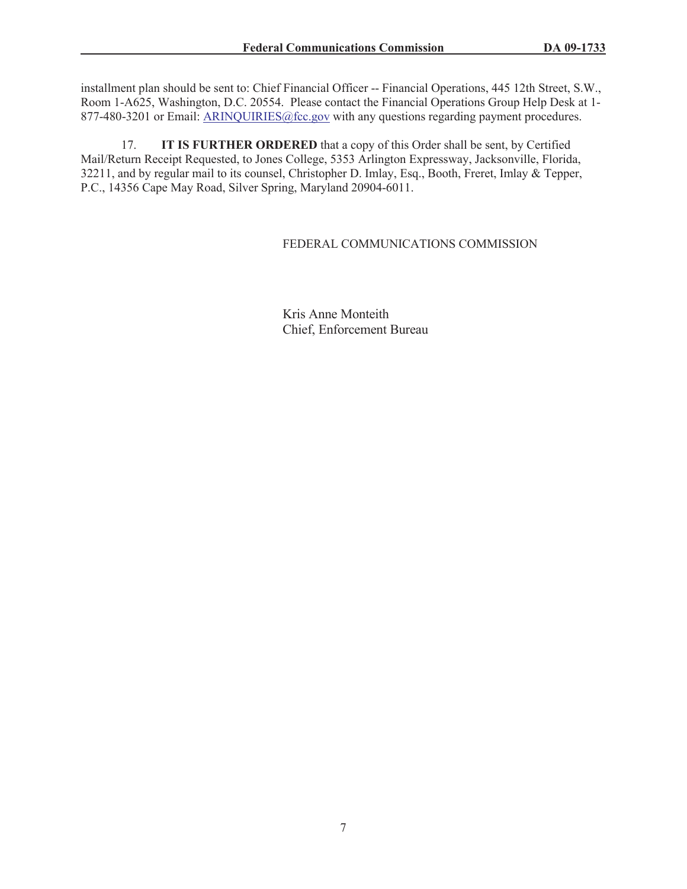installment plan should be sent to: Chief Financial Officer -- Financial Operations, 445 12th Street, S.W., Room 1-A625, Washington, D.C. 20554. Please contact the Financial Operations Group Help Desk at 1-877-480-3201 or Email: ARINQUIRIES@fcc.gov with any questions regarding payment procedures.

17. **IT IS FURTHER ORDERED** that a copy of this Order shall be sent, by Certified Mail/Return Receipt Requested, to Jones College, 5353 Arlington Expressway, Jacksonville, Florida, 32211, and by regular mail to its counsel, Christopher D. Imlay, Esq., Booth, Freret, Imlay & Tepper, P.C., 14356 Cape May Road, Silver Spring, Maryland 20904-6011.

FEDERAL COMMUNICATIONS COMMISSION

Kris Anne Monteith
Chief, Enforcement Bureau